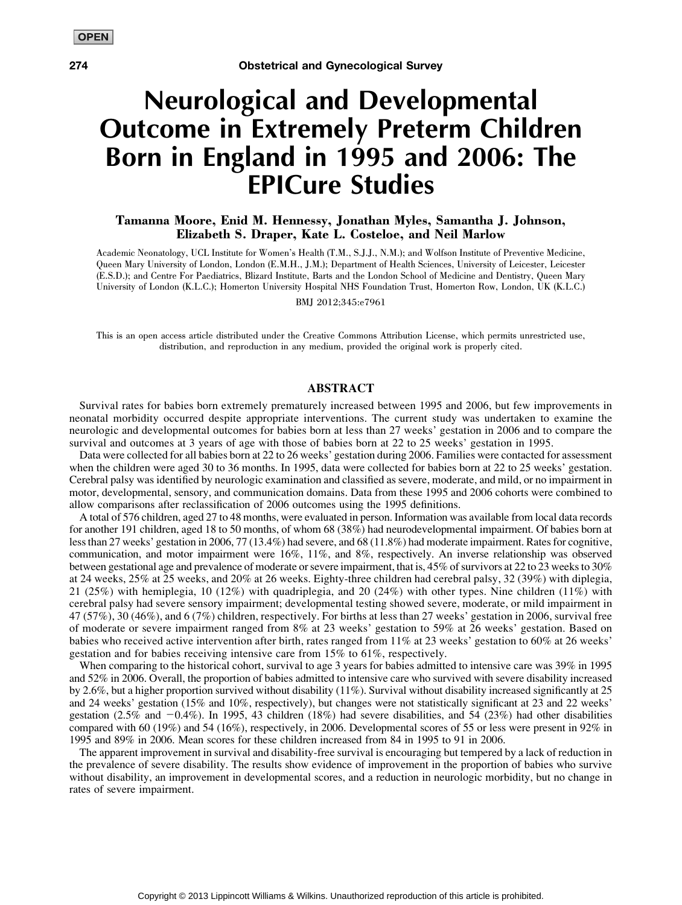OPEN

# Neurological and Developmental Outcome in Extremely Preterm Children Born in England in 1995 and 2006: The EPICure Studies

**Tamanna Moore, Enid M. Hennessy, Jonathan Myles, Samantha J. Johnson, Elizabeth S. Draper, Kate L. Costeloe, and Neil Marlow**

Academic Neonatology, UCL Institute for Women's Health (T.M., S.J.J., N.M.); and Wolfson Institute of Preventive Medicine, Queen Mary University of London, London (E.M.H., J.M.); Department of Health Sciences, University of Leicester, Leicester (E.S.D.); and Centre For Paediatrics, Blizard Institute, Barts and the London School of Medicine and Dentistry, Queen Mary University of London (K.L.C.); Homerton University Hospital NHS Foundation Trust, Homerton Row, London, UK (K.L.C.)

BMJ 2012;345:e7961

This is an open access article distributed under the Creative Commons Attribution License, which permits unrestricted use, distribution, and reproduction in any medium, provided the original work is properly cited.

## ABSTRACT

Survival rates for babies born extremely prematurely increased between 1995 and 2006, but few improvements in neonatal morbidity occurred despite appropriate interventions. The current study was undertaken to examine the neurologic and developmental outcomes for babies born at less than 27 weeks' gestation in 2006 and to compare the survival and outcomes at 3 years of age with those of babies born at 22 to 25 weeks' gestation in 1995.

Data were collected for all babies born at 22 to 26 weeks' gestation during 2006. Families were contacted for assessment when the children were aged 30 to 36 months. In 1995, data were collected for babies born at 22 to 25 weeks' gestation. Cerebral palsy was identified by neurologic examination and classified as severe, moderate, and mild, or no impairment in motor, developmental, sensory, and communication domains. Data from these 1995 and 2006 cohorts were combined to allow comparisons after reclassification of 2006 outcomes using the 1995 definitions.

A total of 576 children, aged 27 to 48 months, were evaluated in person. Information was available from local data records for another 191 children, aged 18 to 50 months, of whom 68 (38%) had neurodevelopmental impairment. Of babies born at less than 27 weeks' gestation in 2006, 77 (13.4%) had severe, and 68 (11.8%) had moderate impairment. Rates for cognitive, communication, and motor impairment were 16%, 11%, and 8%, respectively. An inverse relationship was observed between gestational age and prevalence of moderate or severe impairment, that is, 45% of survivors at 22 to 23 weeks to 30% at 24 weeks, 25% at 25 weeks, and 20% at 26 weeks. Eighty-three children had cerebral palsy, 32 (39%) with diplegia, 21 (25%) with hemiplegia, 10 (12%) with quadriplegia, and 20 (24%) with other types. Nine children (11%) with cerebral palsy had severe sensory impairment; developmental testing showed severe, moderate, or mild impairment in 47 (57%), 30 (46%), and 6 (7%) children, respectively. For births at less than 27 weeks' gestation in 2006, survival free of moderate or severe impairment ranged from 8% at 23 weeks' gestation to 59% at 26 weeks' gestation. Based on babies who received active intervention after birth, rates ranged from 11% at 23 weeks' gestation to 60% at 26 weeks' gestation and for babies receiving intensive care from 15% to 61%, respectively.

When comparing to the historical cohort, survival to age 3 years for babies admitted to intensive care was 39% in 1995 and 52% in 2006. Overall, the proportion of babies admitted to intensive care who survived with severe disability increased by 2.6%, but a higher proportion survived without disability (11%). Survival without disability increased significantly at 25 and 24 weeks' gestation (15% and 10%, respectively), but changes were not statistically significant at 23 and 22 weeks' gestation (2.5% and −0.4%). In 1995, 43 children (18%) had severe disabilities, and 54 (23%) had other disabilities compared with 60 (19%) and 54 (16%), respectively, in 2006. Developmental scores of 55 or less were present in 92% in 1995 and 89% in 2006. Mean scores for these children increased from 84 in 1995 to 91 in 2006.

The apparent improvement in survival and disability-free survival is encouraging but tempered by a lack of reduction in the prevalence of severe disability. The results show evidence of improvement in the proportion of babies who survive without disability, an improvement in developmental scores, and a reduction in neurologic morbidity, but no change in rates of severe impairment.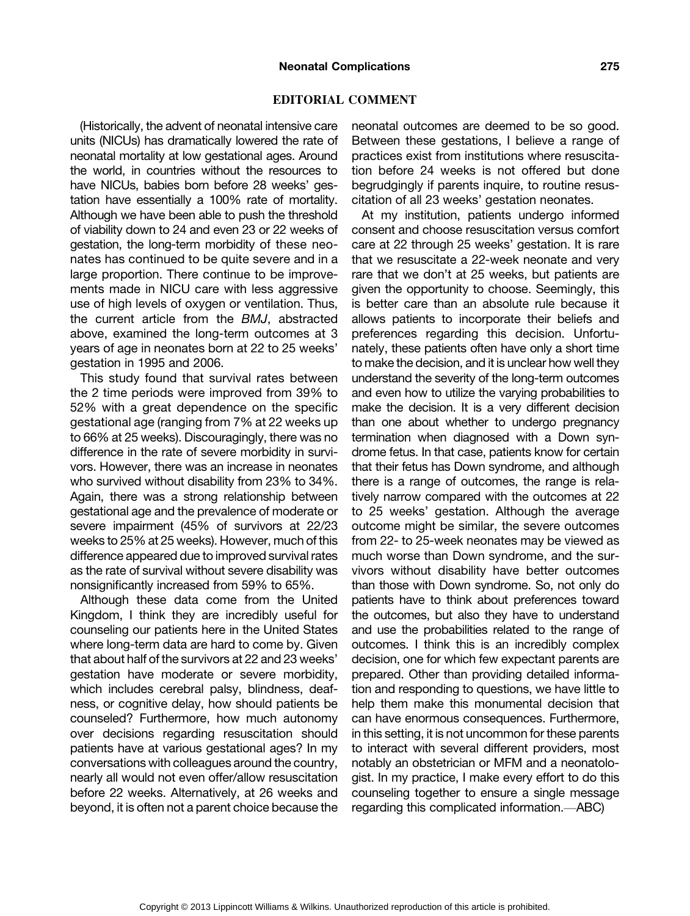## EDITORIAL COMMENT

(Historically, the advent of neonatal intensive care units (NICUs) has dramatically lowered the rate of neonatal mortality at low gestational ages. Around the world, in countries without the resources to have NICUs, babies born before 28 weeks' gestation have essentially a 100% rate of mortality. Although we have been able to push the threshold of viability down to 24 and even 23 or 22 weeks of gestation, the long-term morbidity of these neonates has continued to be quite severe and in a large proportion. There continue to be improvements made in NICU care with less aggressive use of high levels of oxygen or ventilation. Thus, the current article from the *BMJ*, abstracted above, examined the long-term outcomes at 3 years of age in neonates born at 22 to 25 weeks' gestation in 1995 and 2006.

This study found that survival rates between the 2 time periods were improved from 39% to 52% with a great dependence on the specific gestational age (ranging from 7% at 22 weeks up to 66% at 25 weeks). Discouragingly, there was no difference in the rate of severe morbidity in survivors. However, there was an increase in neonates who survived without disability from 23% to 34%. Again, there was a strong relationship between gestational age and the prevalence of moderate or severe impairment (45% of survivors at 22/23 weeks to 25% at 25 weeks). However, much of this difference appeared due to improved survival rates as the rate of survival without severe disability was nonsignificantly increased from 59% to 65%.

Although these data come from the United Kingdom, I think they are incredibly useful for counseling our patients here in the United States where long-term data are hard to come by. Given that about half of the survivors at 22 and 23 weeks' gestation have moderate or severe morbidity, which includes cerebral palsy, blindness, deafness, or cognitive delay, how should patients be counseled? Furthermore, how much autonomy over decisions regarding resuscitation should patients have at various gestational ages? In my conversations with colleagues around the country, nearly all would not even offer/allow resuscitation before 22 weeks. Alternatively, at 26 weeks and beyond, it is often not a parent choice because the neonatal outcomes are deemed to be so good. Between these gestations, I believe a range of practices exist from institutions where resuscitation before 24 weeks is not offered but done begrudgingly if parents inquire, to routine resuscitation of all 23 weeks' gestation neonates.

At my institution, patients undergo informed consent and choose resuscitation versus comfort care at 22 through 25 weeks' gestation. It is rare that we resuscitate a 22-week neonate and very rare that we don't at 25 weeks, but patients are given the opportunity to choose. Seemingly, this is better care than an absolute rule because it allows patients to incorporate their beliefs and preferences regarding this decision. Unfortunately, these patients often have only a short time to make the decision, and it is unclear how well they understand the severity of the long-term outcomes and even how to utilize the varying probabilities to make the decision. It is a very different decision than one about whether to undergo pregnancy termination when diagnosed with a Down syndrome fetus. In that case, patients know for certain that their fetus has Down syndrome, and although there is a range of outcomes, the range is relatively narrow compared with the outcomes at 22 to 25 weeks' gestation. Although the average outcome might be similar, the severe outcomes from 22- to 25-week neonates may be viewed as much worse than Down syndrome, and the survivors without disability have better outcomes than those with Down syndrome. So, not only do patients have to think about preferences toward the outcomes, but also they have to understand and use the probabilities related to the range of outcomes. I think this is an incredibly complex decision, one for which few expectant parents are prepared. Other than providing detailed information and responding to questions, we have little to help them make this monumental decision that can have enormous consequences. Furthermore, in this setting, it is not uncommon for these parents to interact with several different providers, most notably an obstetrician or MFM and a neonatologist. In my practice, I make every effort to do this counseling together to ensure a single message regarding this complicated information.—ABC)

Copyright © 2013 Lippincott Williams & Wilkins. Unauthorized reproduction of this article is prohibited.